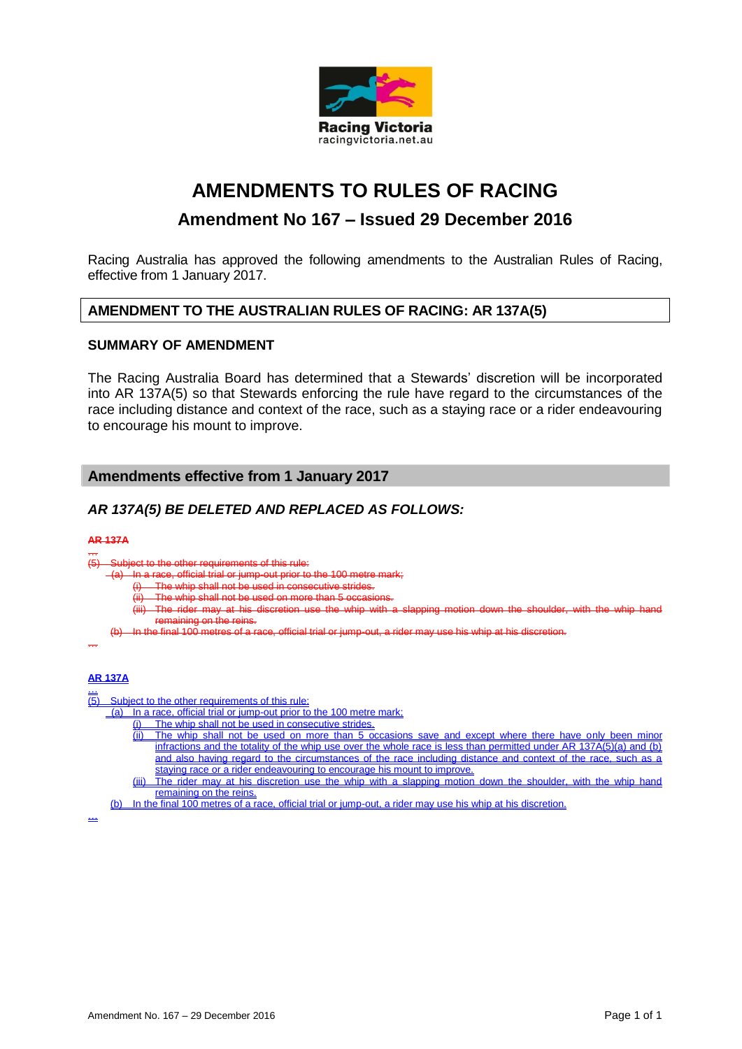Racing Victoria
racingvictoria.net.au

# AMENDMENTS TO RULES OF RACING

## Amendment No 167 – Issued 29 December 2016

Racing Australia has approved the following amendments to the Australian Rules of Racing, effective from 1 January 2017.

### AMENDMENT TO THE AUSTRALIAN RULES OF RACING: AR 137A(5)

### SUMMARY OF AMENDMENT

The Racing Australia Board has determined that a Stewards' discretion will be incorporated into AR 137A(5) so that Stewards enforcing the rule have regard to the circumstances of the race including distance and context of the race, such as a staying race or a rider endeavouring to encourage his mount to improve.

### Amendments effective from 1 January 2017

### *AR 137A(5) BE DELETED AND REPLACED AS FOLLOWS:*

~~**AR 137A**~~

~~...~~

~~(5) Subject to the other requirements of this rule:~~

~~(a) In a race, official trial or jump-out prior to the 100 metre mark;~~

~~(i) The whip shall not be used in consecutive strides.~~

~~(ii) The whip shall not be used on more than 5 occasions.~~

~~(iii) The rider may at his discretion use the whip with a slapping motion down the shoulder, with the whip hand remaining on the reins.~~

~~(b) In the final 100 metres of a race, official trial or jump-out, a rider may use his whip at his discretion.~~

~~...~~

<u>**AR 137A**</u>

<u>...</u>

<u>(5) Subject to the other requirements of this rule:</u>

<u>(a) In a race, official trial or jump-out prior to the 100 metre mark;</u>

<u>(i) The whip shall be used in consecutive strides.</u>

<u>(ii) The whip shall not be used on more than 5 occasions save and except where there have only been minor infractions and the totality of the whip use over the whole race is less than permitted under AR 137A(5)(a) and (b) and also having regard to the circumstances of the race including distance and context of the race, such as a staying race or a rider endeavouring to encourage his mount to improve.</u>

<u>(iii) The rider may at his discretion use the whip with a slapping motion down the shoulder, with the whip hand remaining on the reins.</u>

<u>(b) In the final 100 metres of a race, official trial or jump-out, a rider may use his whip at his discretion.</u>

<u>...</u>

Amendment No. 167 – 29 December 2016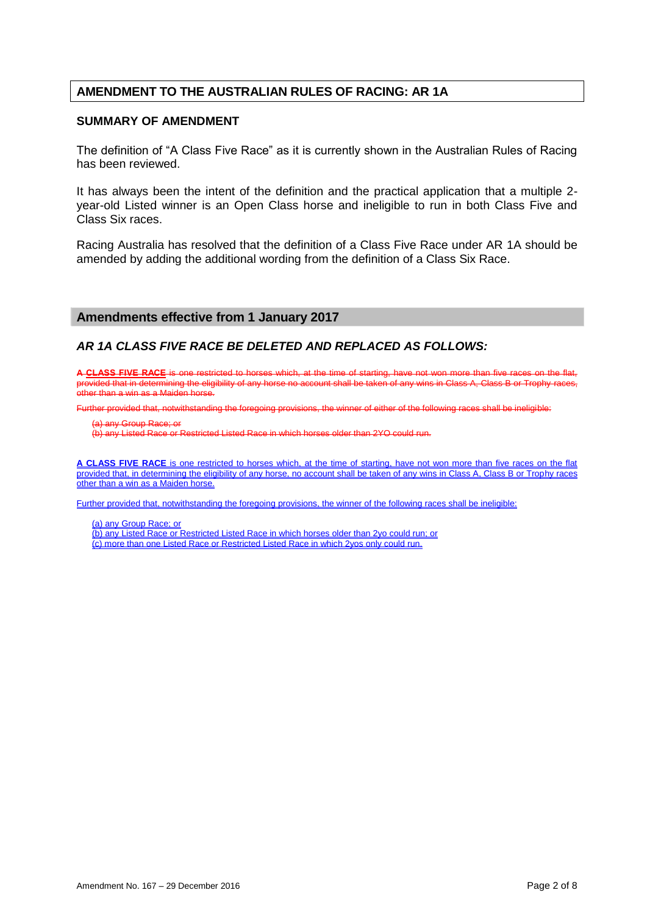## AMENDMENT TO THE AUSTRALIAN RULES OF RACING: AR 1A

### SUMMARY OF AMENDMENT

The definition of "A Class Five Race" as it is currently shown in the Australian Rules of Racing has been reviewed.

It has always been the intent of the definition and the practical application that a multiple 2-year-old Listed winner is an Open Class horse and ineligible to run in both Class Five and Class Six races.

Racing Australia has resolved that the definition of a Class Five Race under AR 1A should be amended by adding the additional wording from the definition of a Class Six Race.

## Amendments effective from 1 January 2017

### *AR 1A CLASS FIVE RACE BE DELETED AND REPLACED AS FOLLOWS:*

~~A **CLASS FIVE RACE** is one restricted to horses which, at the time of starting, have not won more than five races on the flat, provided that in determining the eligibility of any horse no account shall be taken of any wins in Class A, Class B or Trophy races, other than a win as a Maiden horse.~~

~~Further provided that, notwithstanding the foregoing provisions, the winner of either of the following races shall be ineligible:~~

~~(a) any Group Race; or~~
~~(b) any Listed Race or Restricted Listed Race in which horses older than 2YO could run.~~

<u>**A CLASS FIVE RACE** is one restricted to horses which, at the time of starting, have not won more than five races on the flat provided that, in determining the eligibility of any horse, no account shall be taken of any wins in Class A, Class B or Trophy races other than a win as a Maiden horse.</u>

<u>Further provided that, notwithstanding the foregoing provisions, the winner of the following races shall be ineligible:</u>

<u>(a) any Group Race; or</u>
<u>(b) any Listed Race or Restricted Listed Race in which horses older than 2yo could run; or</u>
<u>(c) more than one Listed Race or Restricted Listed Race in which 2yos only could run.</u>

Amendment No. 167 – 29 December 2016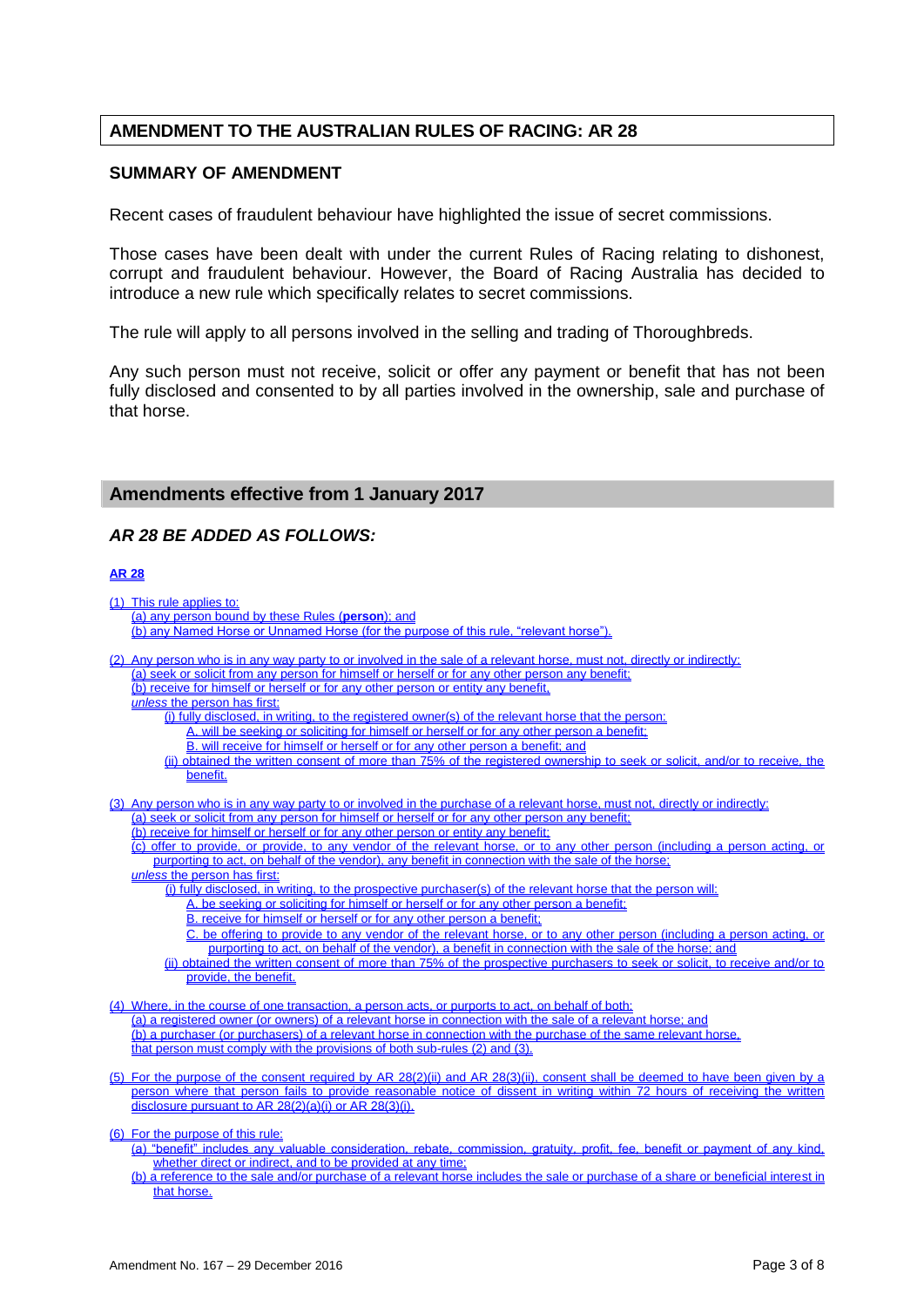## AMENDMENT TO THE AUSTRALIAN RULES OF RACING: AR 28

### SUMMARY OF AMENDMENT

Recent cases of fraudulent behaviour have highlighted the issue of secret commissions.

Those cases have been dealt with under the current Rules of Racing relating to dishonest, corrupt and fraudulent behaviour. However, the Board of Racing Australia has decided to introduce a new rule which specifically relates to secret commissions.

The rule will apply to all persons involved in the selling and trading of Thoroughbreds.

Any such person must not receive, solicit or offer any payment or benefit that has not been fully disclosed and consented to by all parties involved in the ownership, sale and purchase of that horse.

### Amendments effective from 1 January 2017

#### *AR 28 BE ADDED AS FOLLOWS:*

**AR 28**

(1) This rule applies to:
- (a) any person bound by these Rules (**person**); and
- (b) any Named Horse or Unnamed Horse (for the purpose of this rule, "relevant horse").

(2) Any person who is in any way party to or involved in the sale of a relevant horse, must not, directly or indirectly:
- (a) seek or solicit from any person for himself or herself or for any other person any benefit;
- (b) receive for himself or herself or for any other person or entity any benefit,

*unless* the person has first:
- (i) fully disclosed, in writing, to the registered owner(s) of the relevant horse that the person:
  - A. will be seeking or soliciting for himself or herself or for any other person a benefit;
  - B. will receive for himself or herself or for any other person a benefit; and
- (ii) obtained the written consent of more than 75% of the registered ownership to seek or solicit, and/or to receive, the benefit.

(3) Any person who is in any way party to or involved in the purchase of a relevant horse, must not, directly or indirectly:
- (a) seek or solicit from any person for himself or herself or for any other person any benefit;
- (b) receive for himself or herself or for any other person or entity any benefit;
- (c) offer to provide, or provide, to any vendor of the relevant horse, or to any other person (including a person acting, or purporting to act, on behalf of the vendor), any benefit in connection with the sale of the horse;

*unless* the person has first:
- (i) fully disclosed, in writing, to the prospective purchaser(s) of the relevant horse that the person will:
  - A. be seeking or soliciting for himself or herself or for any other person a benefit;
  - B. receive for himself or herself or for any other person a benefit;
  - C. be offering to provide to any vendor of the relevant horse, or to any other person (including a person acting, or purporting to act, on behalf of the vendor), a benefit in connection with the sale of the horse; and
- (ii) obtained the written consent of more than 75% of the prospective purchasers to seek or solicit, to receive and/or to provide, the benefit.

(4) Where, in the course of one transaction, a person acts, or purports to act, on behalf of both:
- (a) a registered owner (or owners) of a relevant horse in connection with the sale of a relevant horse; and
- (b) a purchaser (or purchasers) of a relevant horse in connection with the purchase of the same relevant horse,

that person must comply with the provisions of both sub-rules (2) and (3).

(5) For the purpose of the consent required by AR 28(2)(ii) and AR 28(3)(ii), consent shall be deemed to have been given by a person where that person fails to provide reasonable notice of dissent in writing within 72 hours of receiving the written disclosure pursuant to AR 28(2)(a)(i) or AR 28(3)(i).

(6) For the purpose of this rule:
- (a) "benefit" includes any valuable consideration, rebate, commission, gratuity, profit, fee, benefit or payment of any kind, whether direct or indirect, and to be provided at any time;
- (b) a reference to the sale and/or purchase of a relevant horse includes the sale or purchase of a share or beneficial interest in that horse.

Amendment No. 167 – 29 December 2016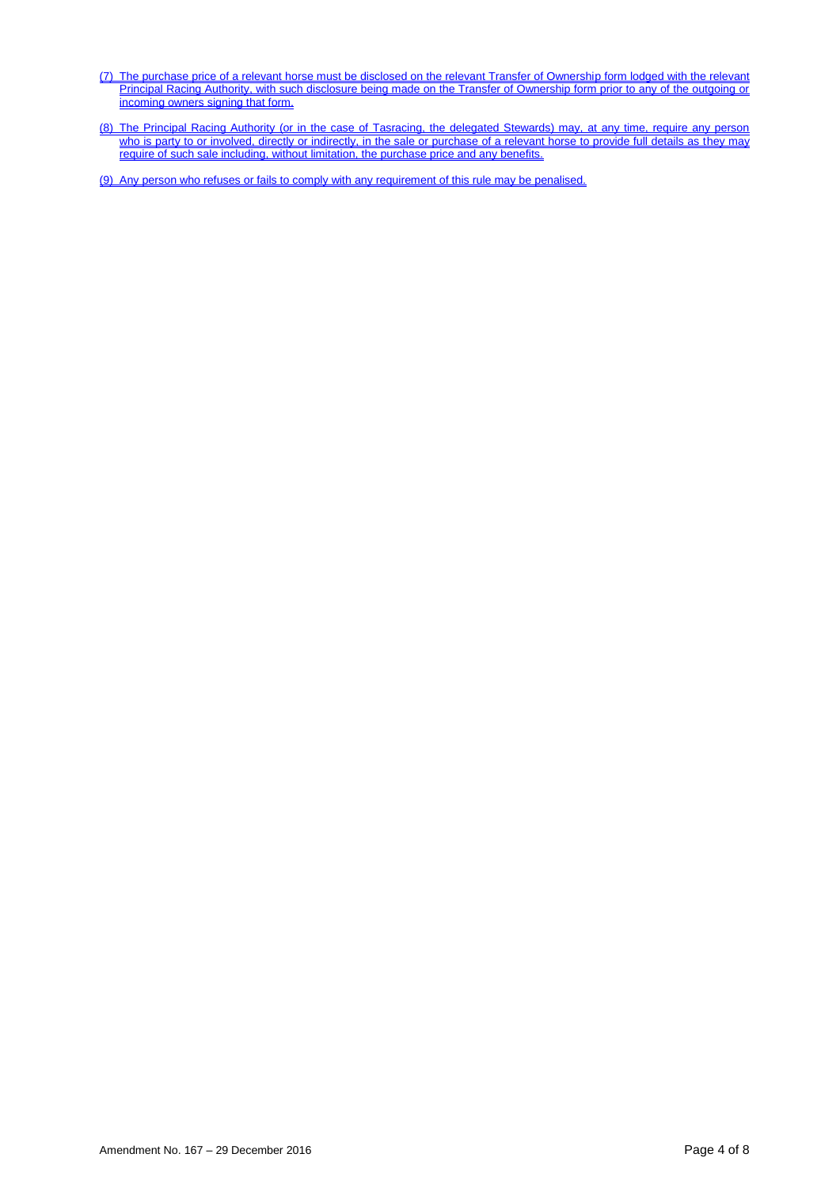(7) The purchase price of a relevant horse must be disclosed on the relevant Transfer of Ownership form lodged with the relevant Principal Racing Authority, with such disclosure being made on the Transfer of Ownership form prior to any of the outgoing or incoming owners signing that form.

(8) The Principal Racing Authority (or in the case of Tasracing, the delegated Stewards) may, at any time, require any person who is party to or involved, directly or indirectly, in the sale or purchase of a relevant horse to provide full details as they may require of such sale including, without limitation, the purchase price and any benefits.

(9) Any person who refuses or fails to comply with any requirement of this rule may be penalised.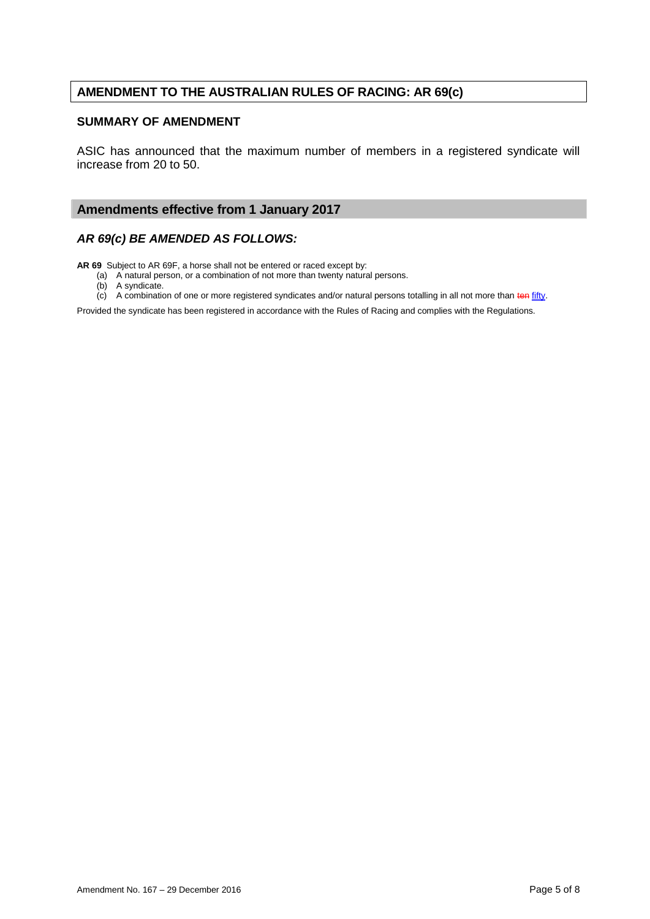## AMENDMENT TO THE AUSTRALIAN RULES OF RACING: AR 69(c)

### SUMMARY OF AMENDMENT

ASIC has announced that the maximum number of members in a registered syndicate will increase from 20 to 50.

## Amendments effective from 1 January 2017

### *AR 69(c) BE AMENDED AS FOLLOWS:*

**AR 69** Subject to AR 69F, a horse shall not be entered or raced except by:

(a) A natural person, or a combination of not more than twenty natural persons.
(b) A syndicate.
(c) A combination of one or more registered syndicates and/or natural persons totalling in all not more than ~~ten~~ fifty.

Provided the syndicate has been registered in accordance with the Rules of Racing and complies with the Regulations.

Amendment No. 167 – 29 December 2016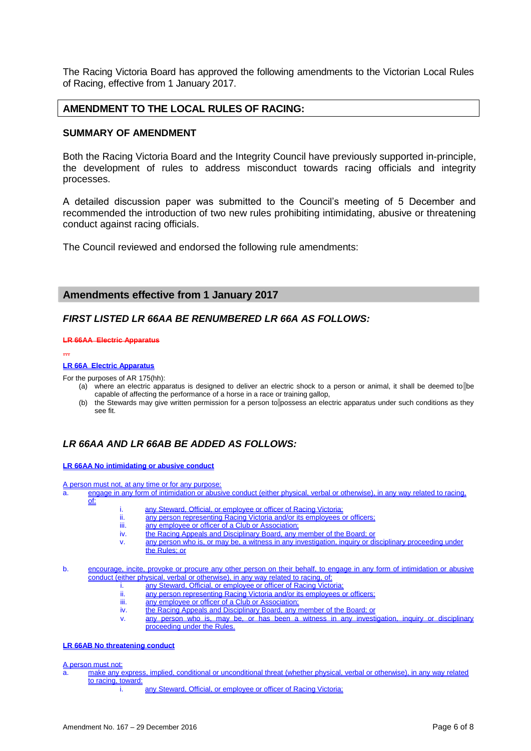The Racing Victoria Board has approved the following amendments to the Victorian Local Rules of Racing, effective from 1 January 2017.

## AMENDMENT TO THE LOCAL RULES OF RACING:

### SUMMARY OF AMENDMENT

Both the Racing Victoria Board and the Integrity Council have previously supported in-principle, the development of rules to address misconduct towards racing officials and integrity processes.

A detailed discussion paper was submitted to the Council's meeting of 5 December and recommended the introduction of two new rules prohibiting intimidating, abusive or threatening conduct against racing officials.

The Council reviewed and endorsed the following rule amendments:

## Amendments effective from 1 January 2017

### *FIRST LISTED LR 66AA BE RENUMBERED LR 66A AS FOLLOWS:*

~~**LR 66AA Electric Apparatus**~~

~~...~~

**LR 66A Electric Apparatus**

For the purposes of AR 175(hh):

(a) where an electric apparatus is designed to deliver an electric shock to a person or animal, it shall be deemed to be capable of affecting the performance of a horse in a race or training gallop,

(b) the Stewards may give written permission for a person to possess an electric apparatus under such conditions as they see fit.

### *LR 66AA AND LR 66AB BE ADDED AS FOLLOWS:*

**LR 66AA No intimidating or abusive conduct**

A person must not, at any time or for any purpose:

a. engage in any form of intimidation or abusive conduct (either physical, verbal or otherwise), in any way related to racing, of:
   - i. any Steward, Official, or employee or officer of Racing Victoria;
   - ii. any person representing Racing Victoria and/or its employees or officers;
   - iii. any employee or officer of a Club or Association;
   - iv. the Racing Appeals and Disciplinary Board, any member of the Board; or
   - v. any person who is, or may be, a witness in any investigation, inquiry or disciplinary proceeding under the Rules; or

b. encourage, incite, provoke or procure any other person on their behalf, to engage in any form of intimidation or abusive conduct (either physical, verbal or otherwise), in any way related to racing, of:
   - i. any Steward, Official, or employee or officer of Racing Victoria;
   - ii. any person representing Racing Victoria and/or its employees or officers;
   - iii. any employee or officer of a Club or Association;
   - iv. the Racing Appeals and Disciplinary Board, any member of the Board; or
   - v. any person who is, may be, or has been a witness in any investigation, inquiry or disciplinary proceeding under the Rules.

**LR 66AB No threatening conduct**

A person must not:

a. make any express, implied, conditional or unconditional threat (whether physical, verbal or otherwise), in any way related to racing, toward:
   - i. any Steward, Official, or employee or officer of Racing Victoria;

Amendment No. 167 – 29 December 2016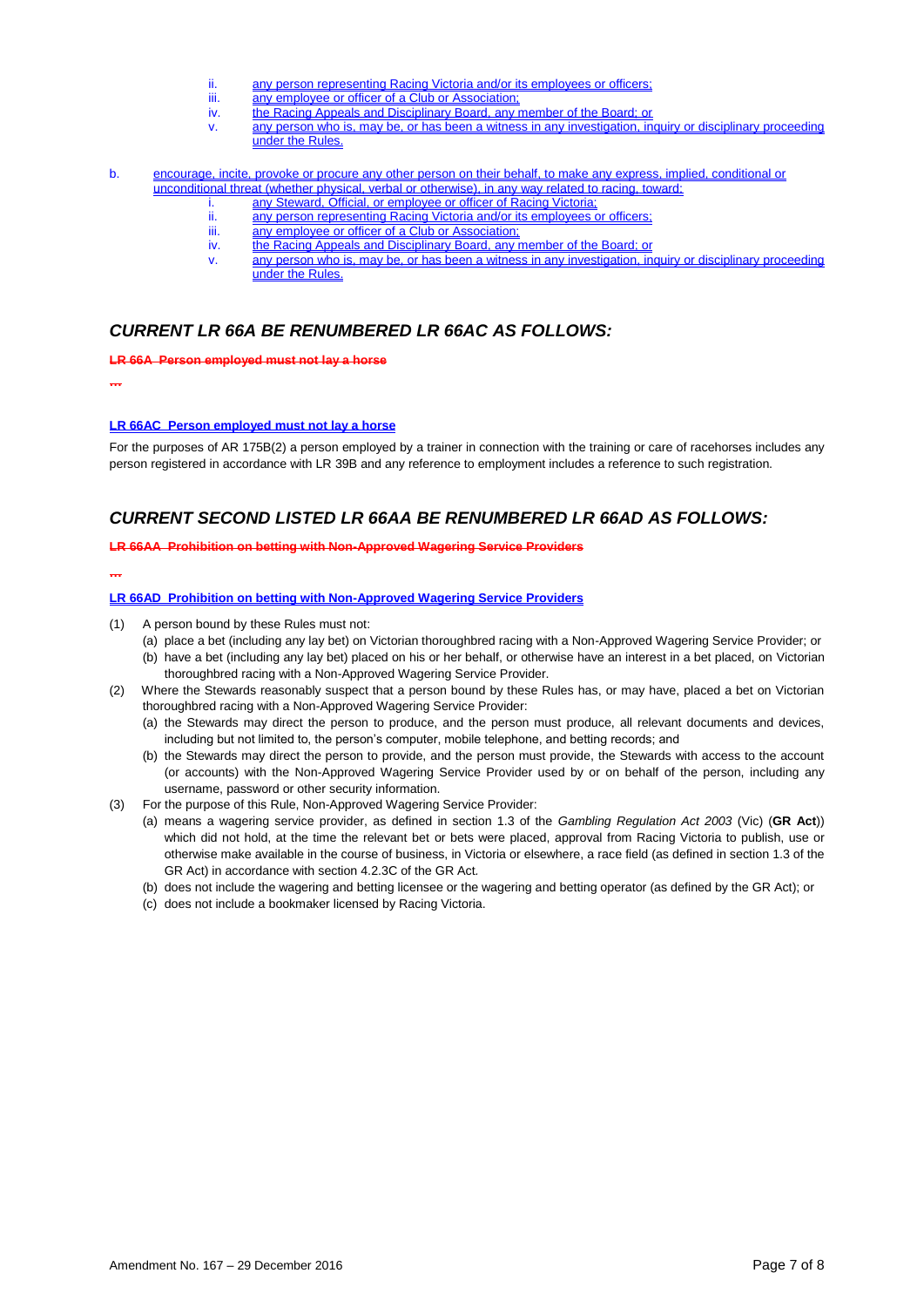ii. any person representing Racing Victoria and/or its employees or officers;
iii. any employee or officer of a Club or Association;
iv. the Racing Appeals and Disciplinary Board, any member of the Board; or
v. any person who is, may be, or has been a witness in any investigation, inquiry or disciplinary proceeding under the Rules.

b. encourage, incite, provoke or procure any other person on their behalf, to make any express, implied, conditional or unconditional threat (whether physical, verbal or otherwise), in any way related to racing, toward:
   i. any Steward, Official, or employee or officer of Racing Victoria;
   ii. any person representing Racing Victoria and/or its employees or officers;
   iii. any employee or officer of a Club or Association;
   iv. the Racing Appeals and Disciplinary Board, any member of the Board; or
   v. any person who is, may be, or has been a witness in any investigation, inquiry or disciplinary proceeding under the Rules.

## *CURRENT LR 66A BE RENUMBERED LR 66AC AS FOLLOWS:*

~~**LR 66A Person employed must not lay a horse**~~

~~...~~

**LR 66AC Person employed must not lay a horse**

For the purposes of AR 175B(2) a person employed by a trainer in connection with the training or care of racehorses includes any person registered in accordance with LR 39B and any reference to employment includes a reference to such registration.

## *CURRENT SECOND LISTED LR 66AA BE RENUMBERED LR 66AD AS FOLLOWS:*

~~**LR 66AA Prohibition on betting with Non-Approved Wagering Service Providers**~~

~~...~~

**LR 66AD Prohibition on betting with Non-Approved Wagering Service Providers**

(1) A person bound by these Rules must not:
   (a) place a bet (including any lay bet) on Victorian thoroughbred racing with a Non-Approved Wagering Service Provider; or
   (b) have a bet (including any lay bet) placed on his or her behalf, or otherwise have an interest in a bet placed, on Victorian thoroughbred racing with a Non-Approved Wagering Service Provider.

(2) Where the Stewards reasonably suspect that a person bound by these Rules has, or may have, placed a bet on Victorian thoroughbred racing with a Non-Approved Wagering Service Provider:
   (a) the Stewards may direct the person to produce, and the person must produce, all relevant documents and devices, including but not limited to, the person's computer, mobile telephone, and betting records; and
   (b) the Stewards may direct the person to provide, and the person must provide, the Stewards with access to the account (or accounts) with the Non-Approved Wagering Service Provider used by or on behalf of the person, including any username, password or other security information.

(3) For the purpose of this Rule, Non-Approved Wagering Service Provider:
   (a) means a wagering service provider, as defined in section 1.3 of the *Gambling Regulation Act 2003* (Vic) (**GR Act**)) which did not hold, at the time the relevant bet or bets were placed, approval from Racing Victoria to publish, use or otherwise make available in the course of business, in Victoria or elsewhere, a race field (as defined in section 1.3 of the GR Act) in accordance with section 4.2.3C of the GR Act.
   (b) does not include the wagering and betting licensee or the wagering and betting operator (as defined by the GR Act); or
   (c) does not include a bookmaker licensed by Racing Victoria.

Amendment No. 167 – 29 December 2016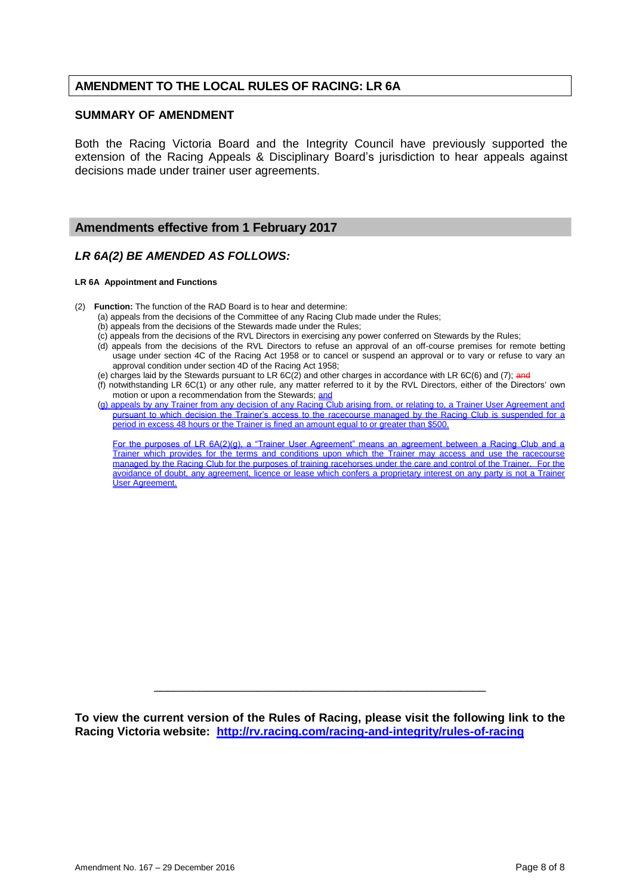## AMENDMENT TO THE LOCAL RULES OF RACING: LR 6A

### SUMMARY OF AMENDMENT

Both the Racing Victoria Board and the Integrity Council have previously supported the extension of the Racing Appeals & Disciplinary Board's jurisdiction to hear appeals against decisions made under trainer user agreements.

## Amendments effective from 1 February 2017

### *LR 6A(2) BE AMENDED AS FOLLOWS:*

**LR 6A Appointment and Functions**

(2) **Function:** The function of the RAD Board is to hear and determine:

(a) appeals from the decisions of the Committee of any Racing Club made under the Rules;

(b) appeals from the decisions of the Stewards made under the Rules;

(c) appeals from the decisions of the RVL Directors in exercising any power conferred on Stewards by the Rules;

(d) appeals from the decisions of the RVL Directors to refuse an approval of an off-course premises for remote betting usage under section 4C of the Racing Act 1958 or to cancel or suspend an approval or to vary or refuse to vary an approval condition under section 4D of the Racing Act 1958;

(e) charges laid by the Stewards pursuant to LR 6C(2) and other charges in accordance with LR 6C(6) and (7); ~~and~~

(f) notwithstanding LR 6C(1) or any other rule, any matter referred to it by the RVL Directors, either of the Directors' own motion or upon a recommendation from the Stewards; and

(g) appeals by any Trainer from any decision of any Racing Club arising from, or relating to, a Trainer User Agreement and pursuant to which decision the Trainer's access to the racecourse managed by the Racing Club is suspended for a period in excess 48 hours or the Trainer is fined an amount equal to or greater than $500.

For the purposes of LR 6A(2)(g), a "Trainer User Agreement" means an agreement between a Racing Club and a Trainer which provides for the terms and conditions upon which the Trainer may access and use the racecourse managed by the Racing Club for the purposes of training racehorses under the care and control of the Trainer. For the avoidance of doubt, any agreement, licence or lease which confers a proprietary interest on any party is not a Trainer User Agreement.

---

**To view the current version of the Rules of Racing, please visit the following link to the Racing Victoria website: [http://rv.racing.com/racing-and-integrity/rules-of-racing](http://rv.racing.com/racing-and-integrity/rules-of-racing)**